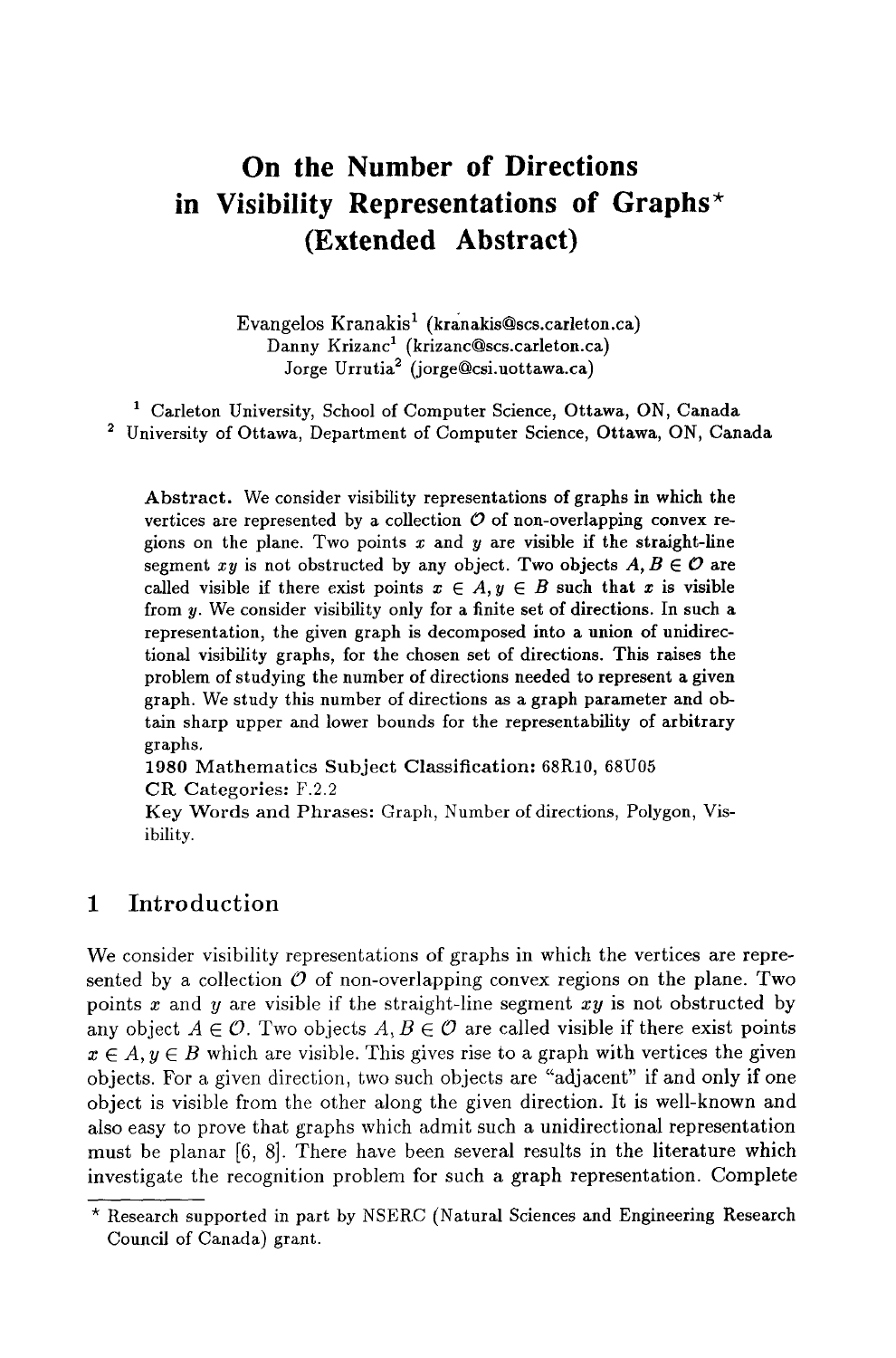# On the Number of Directions in Visibility Representations of Graphs* (Extended Abstract)

Evangelos Kranakis[1] (kranakis@scs.carleton.ca)
Danny Krizanc[1] (krizanc@scs.carleton.ca)
Jorge Urrutia[2] (jorge@csi.uottawa.ca)

[1] Carleton University, School of Computer Science, Ottawa, ON, Canada
[2] University of Ottawa, Department of Computer Science, Ottawa, ON, Canada

**Abstract.** We consider visibility representations of graphs in which the vertices are represented by a collection $\mathcal{O}$ of non-overlapping convex regions on the plane. Two points $x$ and $y$ are visible if the straight-line segment $xy$ is not obstructed by any object. Two objects $A, B \in \mathcal{O}$ are called visible if there exist points $x \in A, y \in B$ such that $x$ is visible from $y$. We consider visibility only for a finite set of directions. In such a representation, the given graph is decomposed into a union of unidirectional visibility graphs, for the chosen set of directions. This raises the problem of studying the number of directions needed to represent a given graph. We study this number of directions as a graph parameter and obtain sharp upper and lower bounds for the representability of arbitrary graphs.

**1980 Mathematics Subject Classification:** 68R10, 68U05

**CR Categories:** F.2.2

**Key Words and Phrases:** Graph, Number of directions, Polygon, Visibility.

## 1 Introduction

We consider visibility representations of graphs in which the vertices are represented by a collection $\mathcal{O}$ of non-overlapping convex regions on the plane. Two points $x$ and $y$ are visible if the straight-line segment $xy$ is not obstructed by any object $A \in \mathcal{O}$. Two objects $A, B \in \mathcal{O}$ are called visible if there exist points $x \in A, y \in B$ which are visible. This gives rise to a graph with vertices the given objects. For a given direction, two such objects are "adjacent" if and only if one object is visible from the other along the given direction. It is well-known and also easy to prove that graphs which admit such a unidirectional representation must be planar [6, 8]. There have been several results in the literature which investigate the recognition problem for such a graph representation. Complete

---

* Research supported in part by NSERC (Natural Sciences and Engineering Research Council of Canada) grant.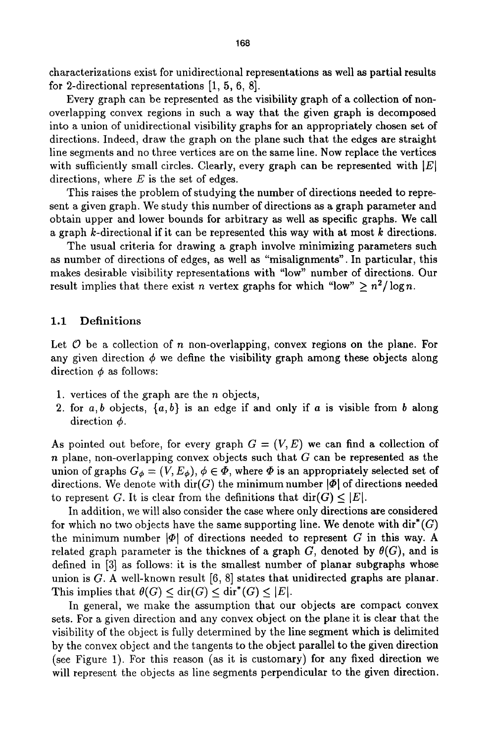characterizations exist for unidirectional representations as well as partial results for 2-directional representations [1, 5, 6, 8].

Every graph can be represented as the visibility graph of a collection of non-overlapping convex regions in such a way that the given graph is decomposed into a union of unidirectional visibility graphs for an appropriately chosen set of directions. Indeed, draw the graph on the plane such that the edges are straight line segments and no three vertices are on the same line. Now replace the vertices with sufficiently small circles. Clearly, every graph can be represented with $|E|$ directions, where $E$ is the set of edges.

This raises the problem of studying the number of directions needed to represent a given graph. We study this number of directions as a graph parameter and obtain upper and lower bounds for arbitrary as well as specific graphs. We call a graph $k$-directional if it can be represented this way with at most $k$ directions.

The usual criteria for drawing a graph involve minimizing parameters such as number of directions of edges, as well as "misalignments". In particular, this makes desirable visibility representations with "low" number of directions. Our result implies that there exist $n$ vertex graphs for which "low" $\geq n^2/\log n$.

### 1.1 Definitions

Let $\mathcal{O}$ be a collection of $n$ non-overlapping, convex regions on the plane. For any given direction $\phi$ we define the visibility graph among these objects along direction $\phi$ as follows:

1. vertices of the graph are the $n$ objects,
2. for $a, b$ objects, $\{a, b\}$ is an edge if and only if $a$ is visible from $b$ along direction $\phi$.

As pointed out before, for every graph $G = (V, E)$ we can find a collection of $n$ plane, non-overlapping convex objects such that $G$ can be represented as the union of graphs $G_\phi = (V, E_\phi)$, $\phi \in \Phi$, where $\Phi$ is an appropriately selected set of directions. We denote with $\mathrm{dir}(G)$ the minimum number $|\Phi|$ of directions needed to represent $G$. It is clear from the definitions that $\mathrm{dir}(G) \leq |E|$.

In addition, we will also consider the case where only directions are considered for which no two objects have the same supporting line. We denote with $\mathrm{dir}^*(G)$ the minimum number $|\Phi|$ of directions needed to represent $G$ in this way. A related graph parameter is the thicknes of a graph $G$, denoted by $\theta(G)$, and is defined in [3] as follows: it is the smallest number of planar subgraphs whose union is $G$. A well-known result [6, 8] states that unidirected graphs are planar. This implies that $\theta(G) \leq \mathrm{dir}(G) \leq \mathrm{dir}^*(G) \leq |E|$.

In general, we make the assumption that our objects are compact convex sets. For a given direction and any convex object on the plane it is clear that the visibility of the object is fully determined by the line segment which is delimited by the convex object and the tangents to the object parallel to the given direction (see Figure 1). For this reason (as it is customary) for any fixed direction we will represent the objects as line segments perpendicular to the given direction.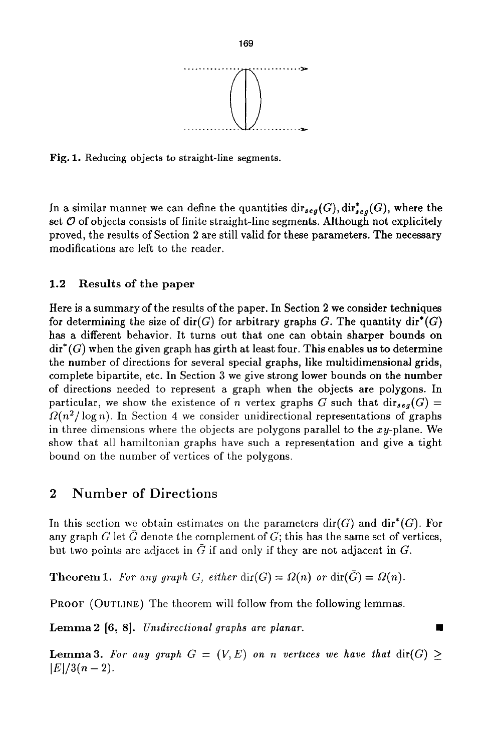Fig. 1. Reducing objects to straight-line segments.

In a similar manner we can define the quantities $\text{dir}_{seg}(G), \text{dir}^*_{seg}(G)$, where the set $\mathcal{O}$ of objects consists of finite straight-line segments. Although not explicitely proved, the results of Section 2 are still valid for these parameters. The necessary modifications are left to the reader.

### 1.2 Results of the paper

Here is a summary of the results of the paper. In Section 2 we consider techniques for determining the size of $\text{dir}(G)$ for arbitrary graphs $G$. The quantity $\text{dir}^*(G)$ has a different behavior. It turns out that one can obtain sharper bounds on $\text{dir}^*(G)$ when the given graph has girth at least four. This enables us to determine the number of directions for several special graphs, like multidimensional grids, complete bipartite, etc. In Section 3 we give strong lower bounds on the number of directions needed to represent a graph when the objects are polygons. In particular, we show the existence of $n$ vertex graphs $G$ such that $\text{dir}_{seg}(G) = \Omega(n^2/\log n)$. In Section 4 we consider unidirectional representations of graphs in three dimensions where the objects are polygons parallel to the $xy$-plane. We show that all hamiltonian graphs have such a representation and give a tight bound on the number of vertices of the polygons.

## 2 Number of Directions

In this section we obtain estimates on the parameters $\text{dir}(G)$ and $\text{dir}^*(G)$. For any graph $G$ let $\bar{G}$ denote the complement of $G$; this has the same set of vertices, but two points are adjacet in $\bar{G}$ if and only if they are not adjacent in $G$.

**Theorem 1.** *For any graph $G$, either $\text{dir}(G) = \Omega(n)$ or $\text{dir}(\bar{G}) = \Omega(n)$.*

PROOF (OUTLINE) The theorem will follow from the following lemmas.

**Lemma 2** [6, 8]. *Unidirectional graphs are planar.* ∎

**Lemma 3.** *For any graph $G = (V, E)$ on $n$ vertices we have that $\text{dir}(G) \geq |E|/3(n-2)$.*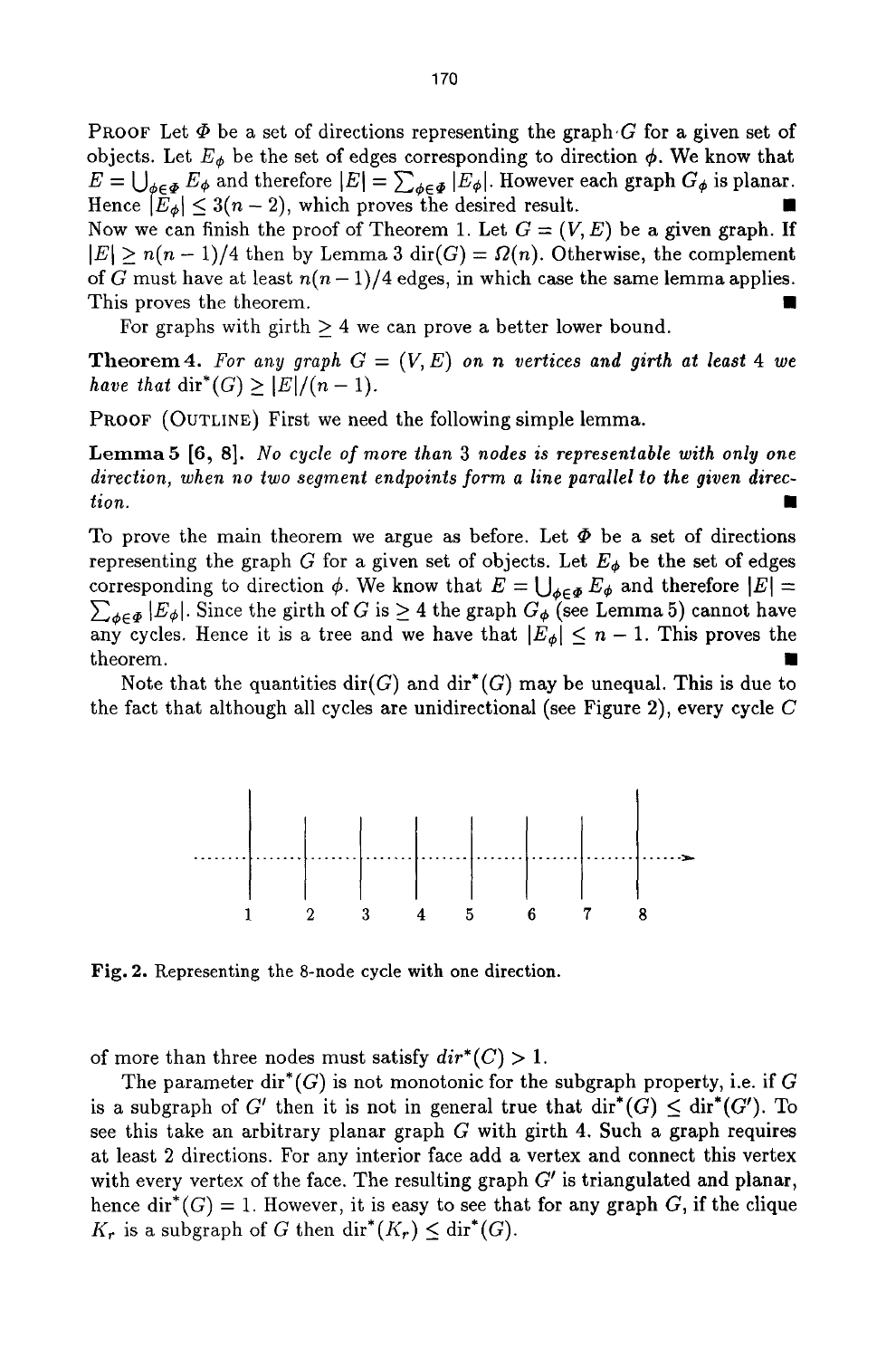**Proof** Let $\Phi$ be a set of directions representing the graph $G$ for a given set of objects. Let $E_\phi$ be the set of edges corresponding to direction $\phi$. We know that $E = \bigcup_{\phi \in \Phi} E_\phi$ and therefore $|E| = \sum_{\phi \in \Phi} |E_\phi|$. However each graph $G_\phi$ is planar. Hence $|E_\phi| \leq 3(n-2)$, which proves the desired result. ∎

Now we can finish the proof of Theorem 1. Let $G = (V, E)$ be a given graph. If $|E| \geq n(n-1)/4$ then by Lemma 3 $\text{dir}(G) = \Omega(n)$. Otherwise, the complement of $G$ must have at least $n(n-1)/4$ edges, in which case the same lemma applies. This proves the theorem. ∎

For graphs with girth $\geq 4$ we can prove a better lower bound.

**Theorem 4.** *For any graph $G = (V, E)$ on $n$ vertices and girth at least 4 we have that $\text{dir}^*(G) \geq |E|/(n-1)$.*

**Proof (Outline)** First we need the following simple lemma.

**Lemma 5 [6, 8].** *No cycle of more than 3 nodes is representable with only one direction, when no two segment endpoints form a line parallel to the given direction.* ∎

To prove the main theorem we argue as before. Let $\Phi$ be a set of directions representing the graph $G$ for a given set of objects. Let $E_\phi$ be the set of edges corresponding to direction $\phi$. We know that $E = \bigcup_{\phi \in \Phi} E_\phi$ and therefore $|E| = \sum_{\phi \in \Phi} |E_\phi|$. Since the girth of $G$ is $\geq 4$ the graph $G_\phi$ (see Lemma 5) cannot have any cycles. Hence it is a tree and we have that $|E_\phi| \leq n-1$. This proves the theorem. ∎

Note that the quantities $\text{dir}(G)$ and $\text{dir}^*(G)$ may be unequal. This is due to the fact that although all cycles are unidirectional (see Figure 2), every cycle $C$ of more than three nodes must satisfy $dir^*(C) > 1$.

**Fig. 2.** Representing the 8-node cycle with one direction.

The parameter $\text{dir}^*(G)$ is not monotonic for the subgraph property, i.e. if $G$ is a subgraph of $G'$ then it is not in general true that $\text{dir}^*(G) \leq \text{dir}^*(G')$. To see this take an arbitrary planar graph $G$ with girth 4. Such a graph requires at least 2 directions. For any interior face add a vertex and connect this vertex with every vertex of the face. The resulting graph $G'$ is triangulated and planar, hence $\text{dir}^*(G) = 1$. However, it is easy to see that for any graph $G$, if the clique $K_r$ is a subgraph of $G$ then $\text{dir}^*(K_r) \leq \text{dir}^*(G)$.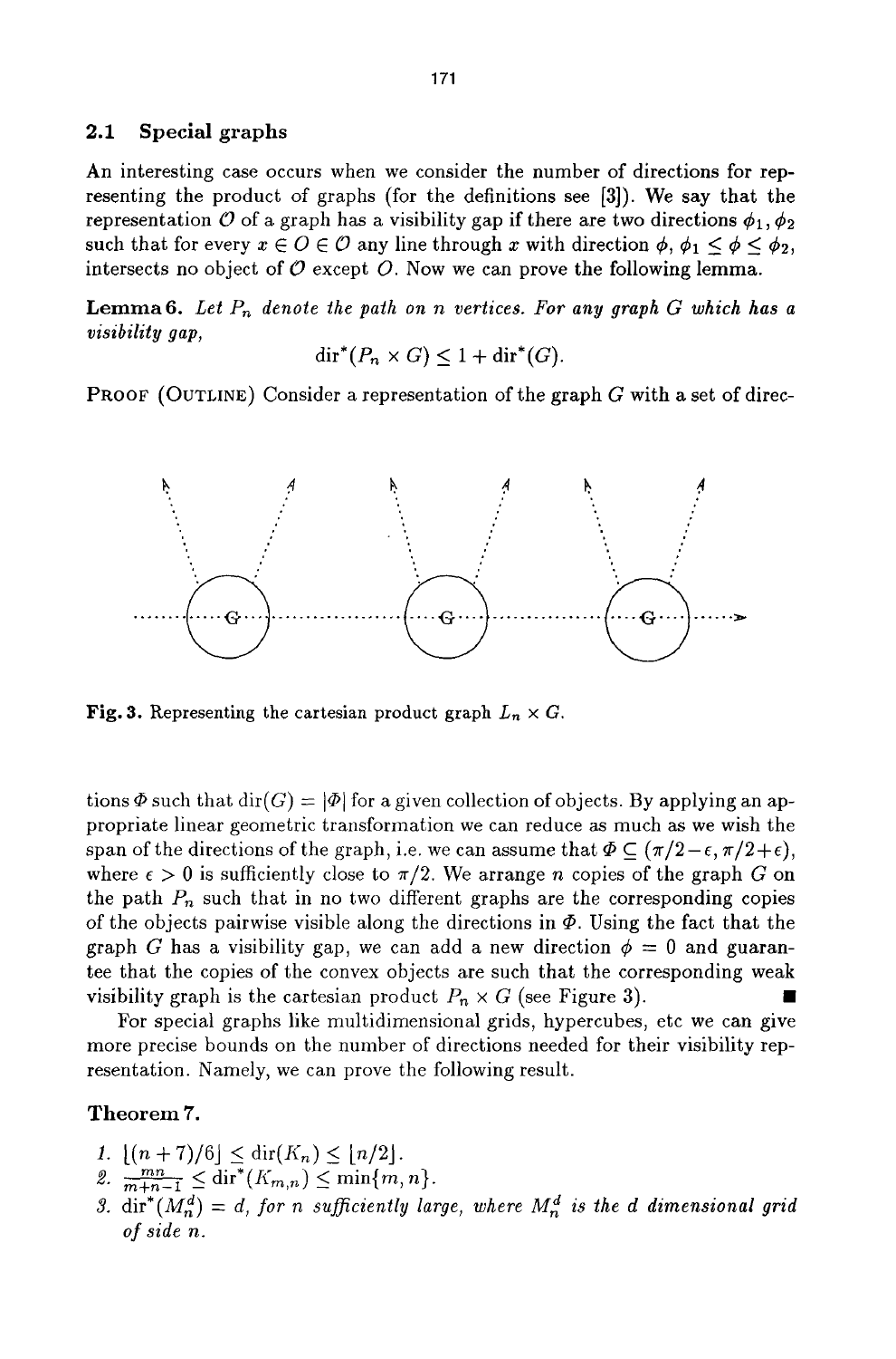## 2.1 Special graphs

An interesting case occurs when we consider the number of directions for representing the product of graphs (for the definitions see [3]). We say that the representation $\mathcal{O}$ of a graph has a visibility gap if there are two directions $\phi_1, \phi_2$ such that for every $x \in O \in \mathcal{O}$ any line through $x$ with direction $\phi$, $\phi_1 \leq \phi \leq \phi_2$, intersects no object of $\mathcal{O}$ except $O$. Now we can prove the following lemma.

**Lemma 6.** *Let $P_n$ denote the path on $n$ vertices. For any graph $G$ which has a visibility gap,*

$$\text{dir}^*(P_n \times G) \leq 1 + \text{dir}^*(G).$$

**Proof (Outline)** Consider a representation of the graph $G$ with a set of directions $\Phi$ such that $\text{dir}(G) = |\Phi|$ for a given collection of objects. By applying an appropriate linear geometric transformation we can reduce as much as we wish the span of the directions of the graph, i.e. we can assume that $\Phi \subseteq (\pi/2 - \epsilon, \pi/2 + \epsilon)$, where $\epsilon > 0$ is sufficiently close to $\pi/2$. We arrange $n$ copies of the graph $G$ on the path $P_n$ such that in no two different graphs are the corresponding copies of the objects pairwise visible along the directions in $\Phi$. Using the fact that the graph $G$ has a visibility gap, we can add a new direction $\phi = 0$ and guarantee that the copies of the convex objects are such that the corresponding weak visibility graph is the cartesian product $P_n \times G$ (see Figure 3). ∎

**Fig. 3.** Representing the cartesian product graph $L_n \times G$.

For special graphs like multidimensional grids, hypercubes, etc we can give more precise bounds on the number of directions needed for their visibility representation. Namely, we can prove the following result.

### Theorem 7.

1. $\lfloor (n+7)/6 \rfloor \leq \text{dir}(K_n) \leq \lfloor n/2 \rfloor$.
2. $\frac{mn}{m+n-1} \leq \text{dir}^*(K_{m,n}) \leq \min\{m, n\}$.
3. $\text{dir}^*(M_n^d) = d$, *for $n$ sufficiently large, where $M_n^d$ is the $d$ dimensional grid of side $n$.*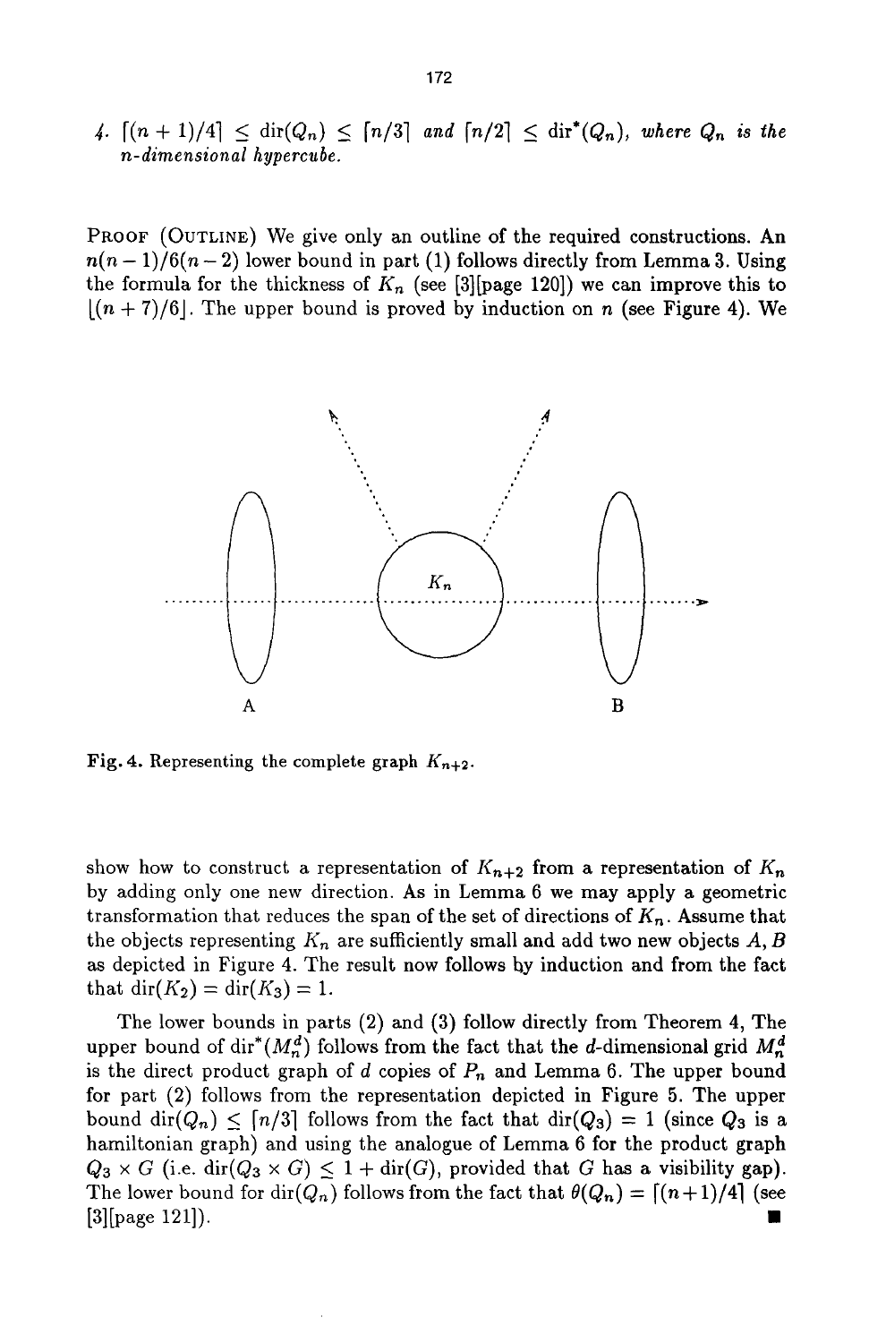4. $\lceil (n+1)/4 \rceil \leq \text{dir}(Q_n) \leq \lceil n/3 \rceil$ and $\lceil n/2 \rceil \leq \text{dir}^*(Q_n)$, where $Q_n$ is the $n$-dimensional hypercube.

PROOF (OUTLINE) We give only an outline of the required constructions. An $n(n-1)/6(n-2)$ lower bound in part (1) follows directly from Lemma 3. Using the formula for the thickness of $K_n$ (see [3][page 120]) we can improve this to $\lfloor (n+7)/6 \rfloor$. The upper bound is proved by induction on $n$ (see Figure 4). We

Fig. 4. Representing the complete graph $K_{n+2}$.

show how to construct a representation of $K_{n+2}$ from a representation of $K_n$ by adding only one new direction. As in Lemma 6 we may apply a geometric transformation that reduces the span of the set of directions of $K_n$. Assume that the objects representing $K_n$ are sufficiently small and add two new objects $A, B$ as depicted in Figure 4. The result now follows by induction and from the fact that $\text{dir}(K_2) = \text{dir}(K_3) = 1$.

The lower bounds in parts (2) and (3) follow directly from Theorem 4, The upper bound of $\text{dir}^*(M_n^d)$ follows from the fact that the $d$-dimensional grid $M_n^d$ is the direct product graph of $d$ copies of $P_n$ and Lemma 6. The upper bound for part (2) follows from the representation depicted in Figure 5. The upper bound $\text{dir}(Q_n) \leq \lceil n/3 \rceil$ follows from the fact that $\text{dir}(Q_3) = 1$ (since $Q_3$ is a hamiltonian graph) and using the analogue of Lemma 6 for the product graph $Q_3 \times G$ (i.e. $\text{dir}(Q_3 \times G) \leq 1 + \text{dir}(G)$, provided that $G$ has a visibility gap). The lower bound for $\text{dir}(Q_n)$ follows from the fact that $\theta(Q_n) = \lceil (n+1)/4 \rceil$ (see [3][page 121]). ■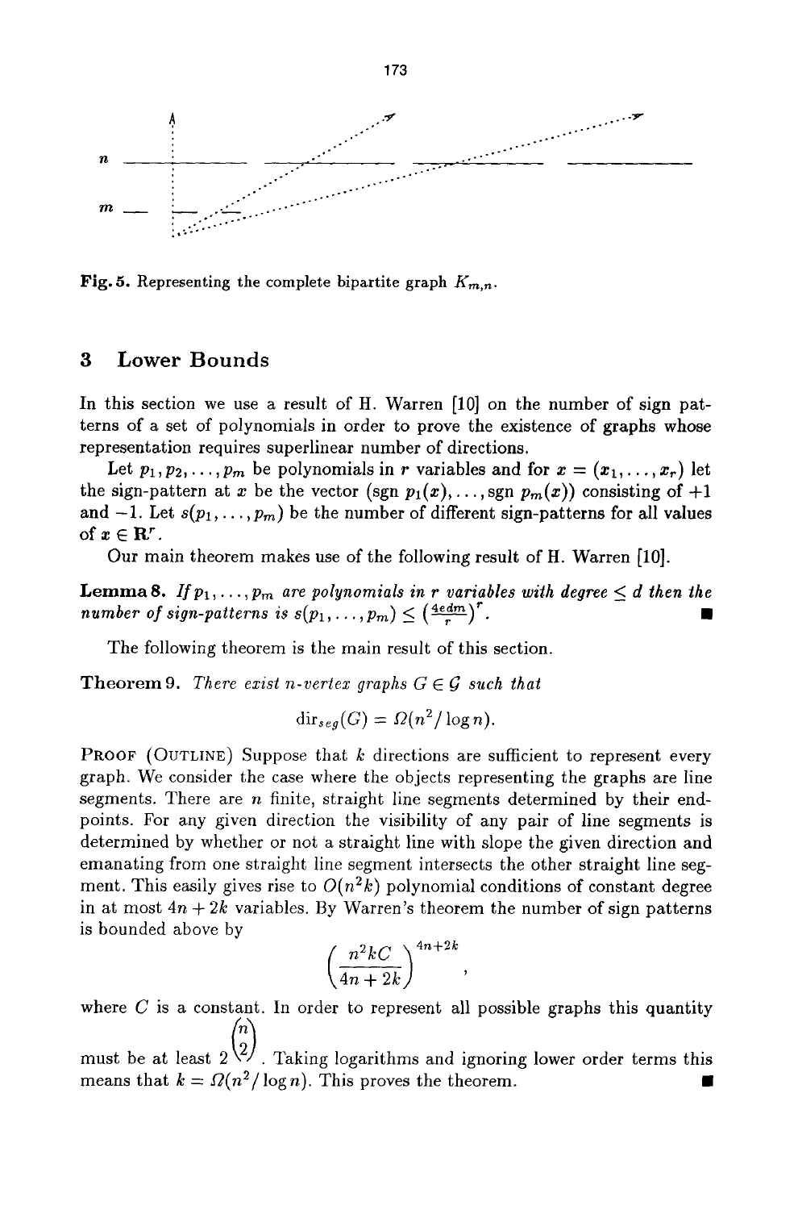Fig. 5. Representing the complete bipartite graph $K_{m,n}$.

## 3 Lower Bounds

In this section we use a result of H. Warren [10] on the number of sign patterns of a set of polynomials in order to prove the existence of graphs whose representation requires superlinear number of directions.

Let $p_1, p_2, \ldots, p_m$ be polynomials in $r$ variables and for $x = (x_1, \ldots, x_r)$ let the sign-pattern at $x$ be the vector $(\text{sgn } p_1(x), \ldots, \text{sgn } p_m(x))$ consisting of $+1$ and $-1$. Let $s(p_1, \ldots, p_m)$ be the number of different sign-patterns for all values of $x \in \mathbf{R}^r$.

Our main theorem makes use of the following result of H. Warren [10].

**Lemma 8.** *If $p_1, \ldots, p_m$ are polynomials in $r$ variables with degree $\leq d$ then the number of sign-patterns is $s(p_1, \ldots, p_m) \leq \left(\frac{4edm}{r}\right)^r$.* ∎

The following theorem is the main result of this section.

**Theorem 9.** *There exist $n$-vertex graphs $G \in \mathcal{G}$ such that*

$$\text{dir}_{seg}(G) = \Omega(n^2 / \log n).$$

PROOF (OUTLINE) Suppose that $k$ directions are sufficient to represent every graph. We consider the case where the objects representing the graphs are line segments. There are $n$ finite, straight line segments determined by their endpoints. For any given direction the visibility of any pair of line segments is determined by whether or not a straight line with slope the given direction and emanating from one straight line segment intersects the other straight line segment. This easily gives rise to $O(n^2 k)$ polynomial conditions of constant degree in at most $4n + 2k$ variables. By Warren's theorem the number of sign patterns is bounded above by

$$\left(\frac{n^2 k C}{4n + 2k}\right)^{4n+2k},$$

where $C$ is a constant. In order to represent all possible graphs this quantity must be at least $2^{\binom{n}{2}}$. Taking logarithms and ignoring lower order terms this means that $k = \Omega(n^2 / \log n)$. This proves the theorem. ∎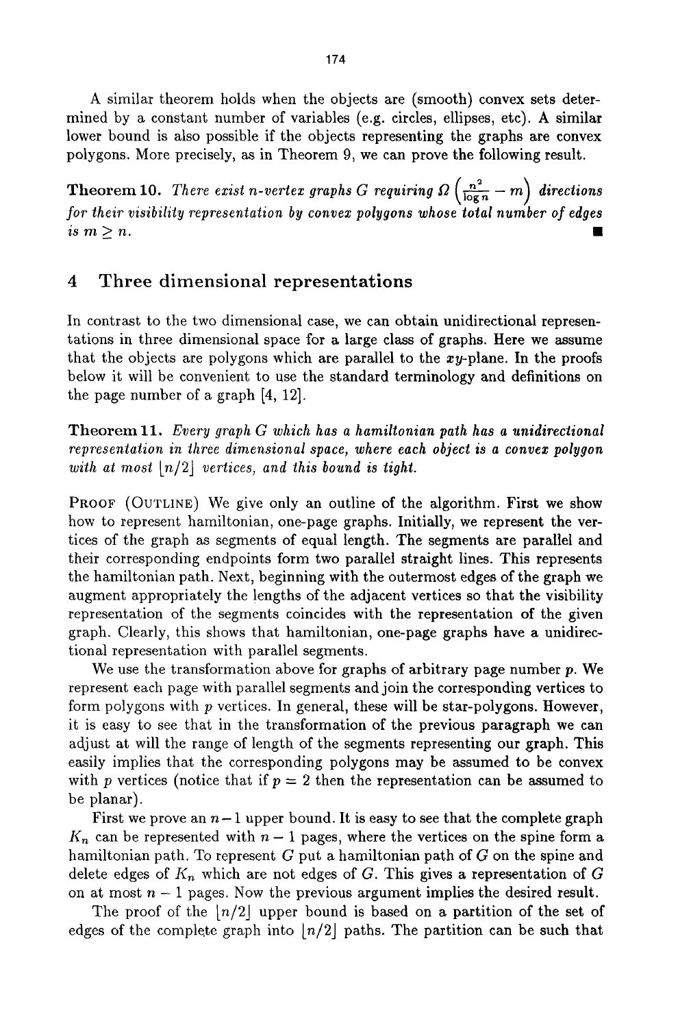A similar theorem holds when the objects are (smooth) convex sets determined by a constant number of variables (e.g. circles, ellipses, etc). A similar lower bound is also possible if the objects representing the graphs are convex polygons. More precisely, as in Theorem 9, we can prove the following result.

**Theorem 10.** *There exist n-vertex graphs G requiring* $\Omega\left(\frac{n^2}{\log n} - m\right)$ *directions for their visibility representation by convex polygons whose total number of edges is* $m \geq n$. ∎

## 4 Three dimensional representations

In contrast to the two dimensional case, we can obtain unidirectional representations in three dimensional space for a large class of graphs. Here we assume that the objects are polygons which are parallel to the $xy$-plane. In the proofs below it will be convenient to use the standard terminology and definitions on the page number of a graph [4, 12].

**Theorem 11.** *Every graph G which has a hamiltonian path has a unidirectional representation in three dimensional space, where each object is a convex polygon with at most* $\lfloor n/2 \rfloor$ *vertices, and this bound is tight.*

Proof (Outline) We give only an outline of the algorithm. First we show how to represent hamiltonian, one-page graphs. Initially, we represent the vertices of the graph as segments of equal length. The segments are parallel and their corresponding endpoints form two parallel straight lines. This represents the hamiltonian path. Next, beginning with the outermost edges of the graph we augment appropriately the lengths of the adjacent vertices so that the visibility representation of the segments coincides with the representation of the given graph. Clearly, this shows that hamiltonian, one-page graphs have a unidirectional representation with parallel segments.

We use the transformation above for graphs of arbitrary page number $p$. We represent each page with parallel segments and join the corresponding vertices to form polygons with $p$ vertices. In general, these will be star-polygons. However, it is easy to see that in the transformation of the previous paragraph we can adjust at will the range of length of the segments representing our graph. This easily implies that the corresponding polygons may be assumed to be convex with $p$ vertices (notice that if $p = 2$ then the representation can be assumed to be planar).

First we prove an $n-1$ upper bound. It is easy to see that the complete graph $K_n$ can be represented with $n-1$ pages, where the vertices on the spine form a hamiltonian path. To represent $G$ put a hamiltonian path of $G$ on the spine and delete edges of $K_n$ which are not edges of $G$. This gives a representation of $G$ on at most $n-1$ pages. Now the previous argument implies the desired result.

The proof of the $\lfloor n/2 \rfloor$ upper bound is based on a partition of the set of edges of the complete graph into $\lfloor n/2 \rfloor$ paths. The partition can be such that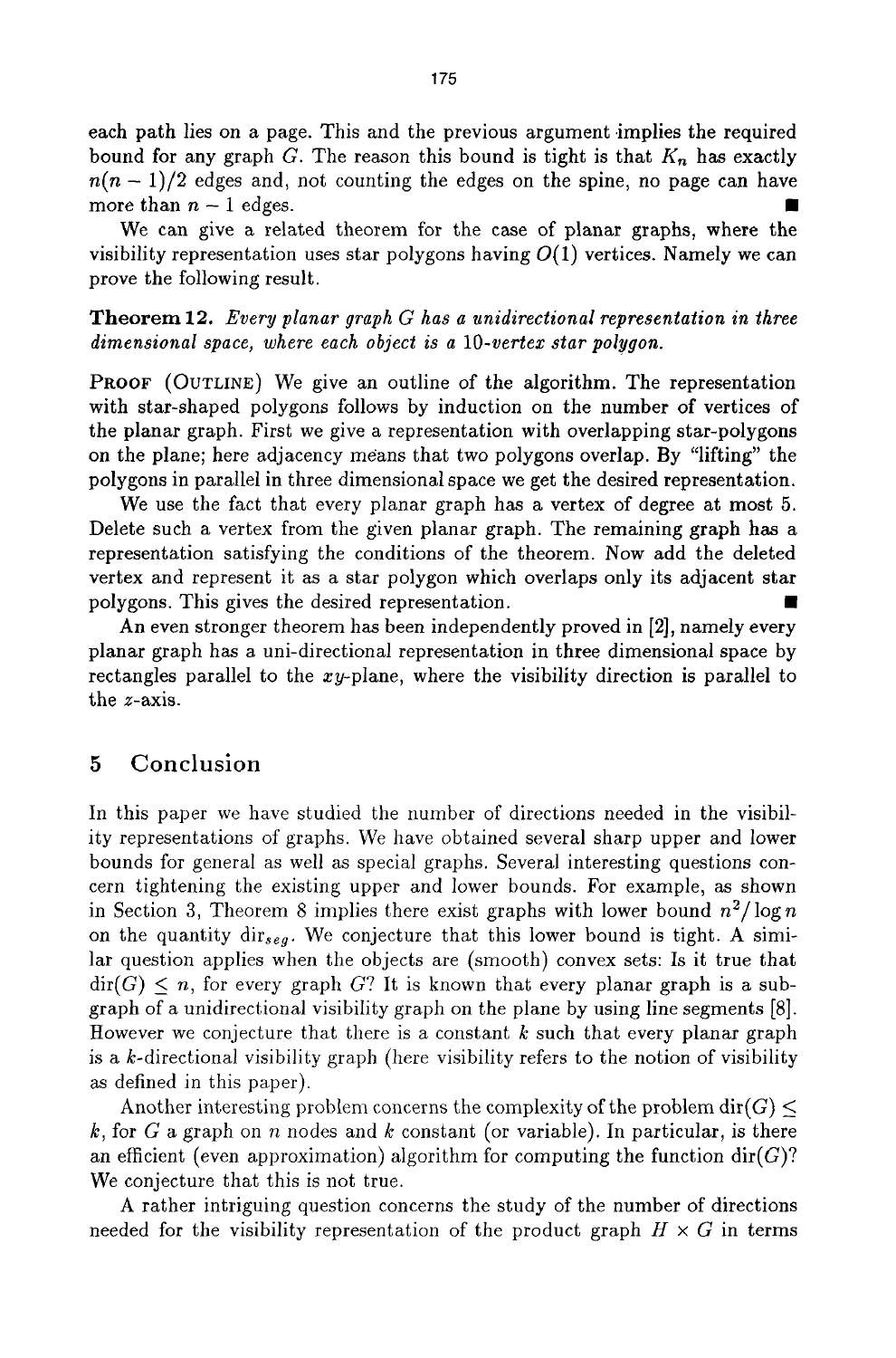each path lies on a page. This and the previous argument implies the required bound for any graph $G$. The reason this bound is tight is that $K_n$ has exactly $n(n-1)/2$ edges and, not counting the edges on the spine, no page can have more than $n-1$ edges. ∎

We can give a related theorem for the case of planar graphs, where the visibility representation uses star polygons having $O(1)$ vertices. Namely we can prove the following result.

**Theorem 12.** *Every planar graph $G$ has a unidirectional representation in three dimensional space, where each object is a 10-vertex star polygon.*

PROOF (OUTLINE) We give an outline of the algorithm. The representation with star-shaped polygons follows by induction on the number of vertices of the planar graph. First we give a representation with overlapping star-polygons on the plane; here adjacency means that two polygons overlap. By "lifting" the polygons in parallel in three dimensional space we get the desired representation.

We use the fact that every planar graph has a vertex of degree at most 5. Delete such a vertex from the given planar graph. The remaining graph has a representation satisfying the conditions of the theorem. Now add the deleted vertex and represent it as a star polygon which overlaps only its adjacent star polygons. This gives the desired representation. ∎

An even stronger theorem has been independently proved in [2], namely every planar graph has a uni-directional representation in three dimensional space by rectangles parallel to the $xy$-plane, where the visibility direction is parallel to the $z$-axis.

## 5 Conclusion

In this paper we have studied the number of directions needed in the visibility representations of graphs. We have obtained several sharp upper and lower bounds for general as well as special graphs. Several interesting questions concern tightening the existing upper and lower bounds. For example, as shown in Section 3, Theorem 8 implies there exist graphs with lower bound $n^2/\log n$ on the quantity $\mathrm{dir}_{seg}$. We conjecture that this lower bound is tight. A similar question applies when the objects are (smooth) convex sets: Is it true that $\mathrm{dir}(G) \leq n$, for every graph $G$? It is known that every planar graph is a subgraph of a unidirectional visibility graph on the plane by using line segments [8]. However we conjecture that there is a constant $k$ such that every planar graph is a $k$-directional visibility graph (here visibility refers to the notion of visibility as defined in this paper).

Another interesting problem concerns the complexity of the problem $\mathrm{dir}(G) \leq k$, for $G$ a graph on $n$ nodes and $k$ constant (or variable). In particular, is there an efficient (even approximation) algorithm for computing the function $\mathrm{dir}(G)$? We conjecture that this is not true.

A rather intriguing question concerns the study of the number of directions needed for the visibility representation of the product graph $H \times G$ in terms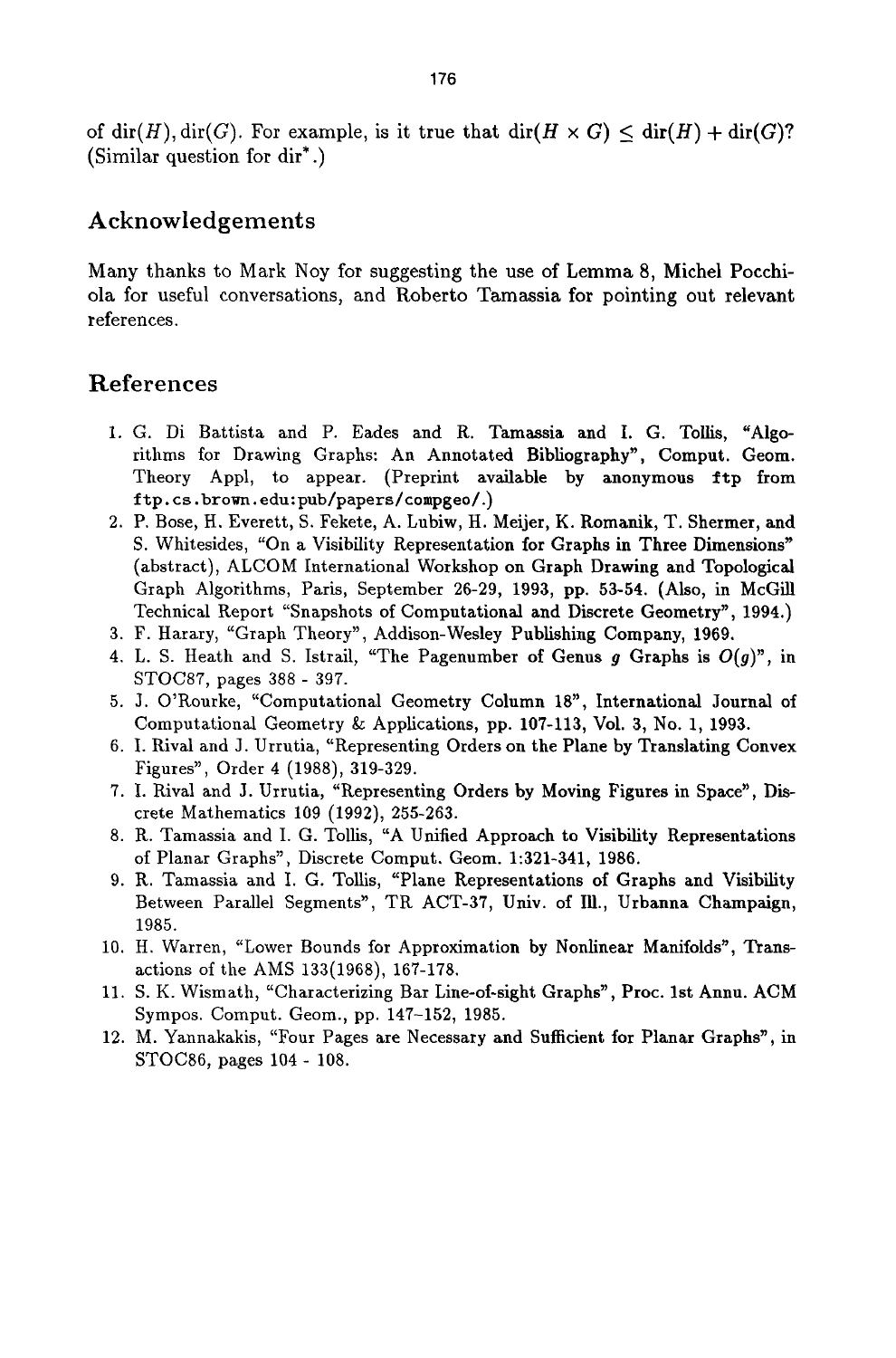of $\text{dir}(H), \text{dir}(G)$. For example, is it true that $\text{dir}(H \times G) \leq \text{dir}(H) + \text{dir}(G)$? (Similar question for $\text{dir}^*$.)

## Acknowledgements

Many thanks to Mark Noy for suggesting the use of Lemma 8, Michel Pocchiola for useful conversations, and Roberto Tamassia for pointing out relevant references.

## References

1. G. Di Battista and P. Eades and R. Tamassia and I. G. Tollis, "Algorithms for Drawing Graphs: An Annotated Bibliography", Comput. Geom. Theory Appl, to appear. (Preprint available by anonymous `ftp` from `ftp.cs.brown.edu:pub/papers/compgeo/`.)
2. P. Bose, H. Everett, S. Fekete, A. Lubiw, H. Meijer, K. Romanik, T. Shermer, and S. Whitesides, "On a Visibility Representation for Graphs in Three Dimensions" (abstract), ALCOM International Workshop on Graph Drawing and Topological Graph Algorithms, Paris, September 26-29, 1993, pp. 53-54. (Also, in McGill Technical Report "Snapshots of Computational and Discrete Geometry", 1994.)
3. F. Harary, "Graph Theory", Addison-Wesley Publishing Company, 1969.
4. L. S. Heath and S. Istrail, "The Pagenumber of Genus $g$ Graphs is $O(g)$", in STOC87, pages 388 - 397.
5. J. O'Rourke, "Computational Geometry Column 18", International Journal of Computational Geometry & Applications, pp. 107-113, Vol. 3, No. 1, 1993.
6. I. Rival and J. Urrutia, "Representing Orders on the Plane by Translating Convex Figures", Order 4 (1988), 319-329.
7. I. Rival and J. Urrutia, "Representing Orders by Moving Figures in Space", Discrete Mathematics 109 (1992), 255-263.
8. R. Tamassia and I. G. Tollis, "A Unified Approach to Visibility Representations of Planar Graphs", Discrete Comput. Geom. 1:321-341, 1986.
9. R. Tamassia and I. G. Tollis, "Plane Representations of Graphs and Visibility Between Parallel Segments", TR ACT-37, Univ. of Ill., Urbanna Champaign, 1985.
10. H. Warren, "Lower Bounds for Approximation by Nonlinear Manifolds", Transactions of the AMS 133(1968), 167-178.
11. S. K. Wismath, "Characterizing Bar Line-of-sight Graphs", Proc. 1st Annu. ACM Sympos. Comput. Geom., pp. 147-152, 1985.
12. M. Yannakakis, "Four Pages are Necessary and Sufficient for Planar Graphs", in STOC86, pages 104 - 108.